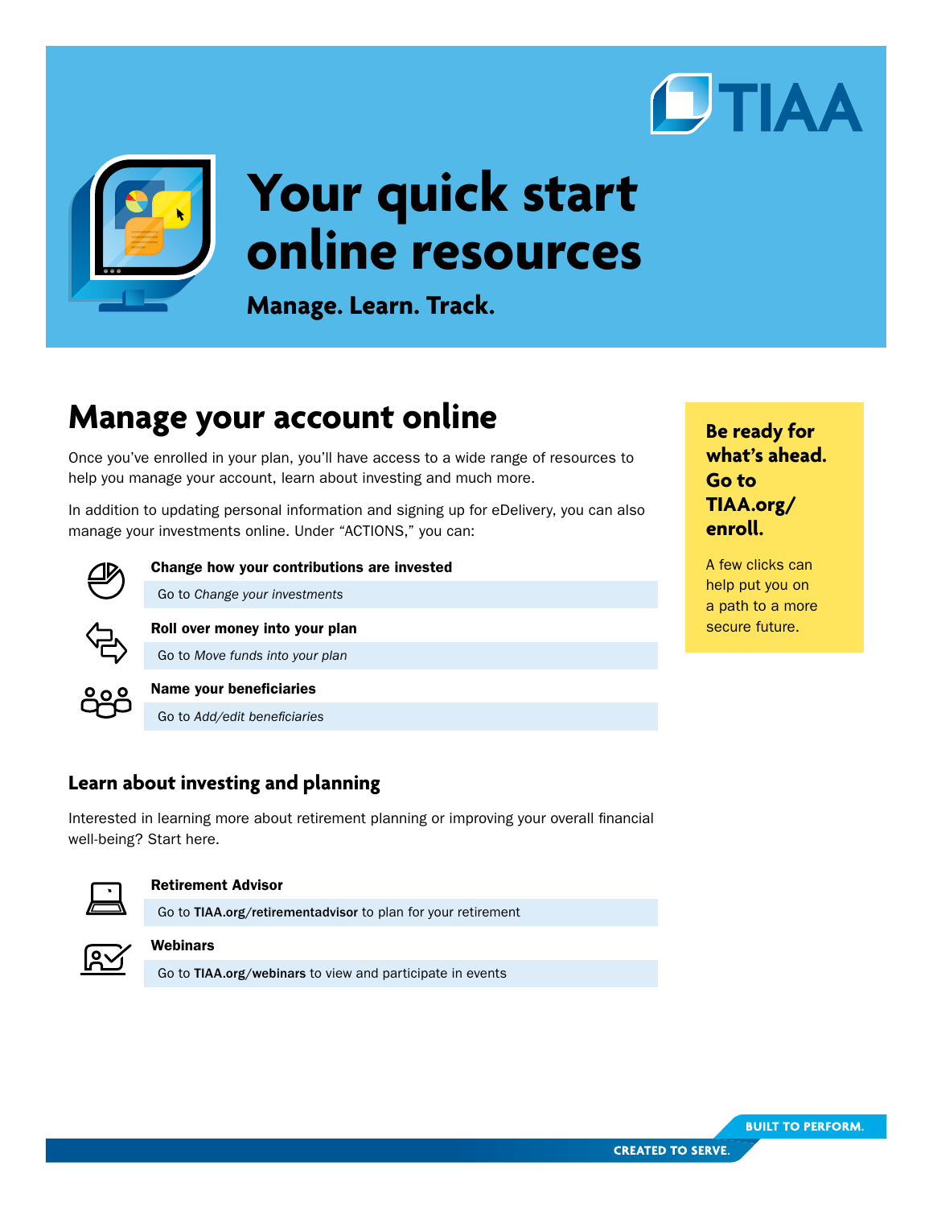TIAA

# Your quick start online resources

**Manage. Learn. Track.**

## Manage your account online

Once you've enrolled in your plan, you'll have access to a wide range of resources to help you manage your account, learn about investing and much more.

In addition to updating personal information and signing up for eDelivery, you can also manage your investments online. Under "ACTIONS," you can:

**Change how your contributions are invested**

Go to *Change your investments*

**Roll over money into your plan**

Go to *Move funds into your plan*

**Name your beneficiaries**

Go to *Add/edit beneficiaries*

### Learn about investing and planning

Interested in learning more about retirement planning or improving your overall financial well-being? Start here.

**Retirement Advisor**

Go to **TIAA.org/retirementadvisor** to plan for your retirement

**Webinars**

Go to **TIAA.org/webinars** to view and participate in events

**Be ready for what's ahead. Go to TIAA.org/enroll.**

A few clicks can help put you on a path to a more secure future.

BUILT TO PERFORM.
CREATED TO SERVE.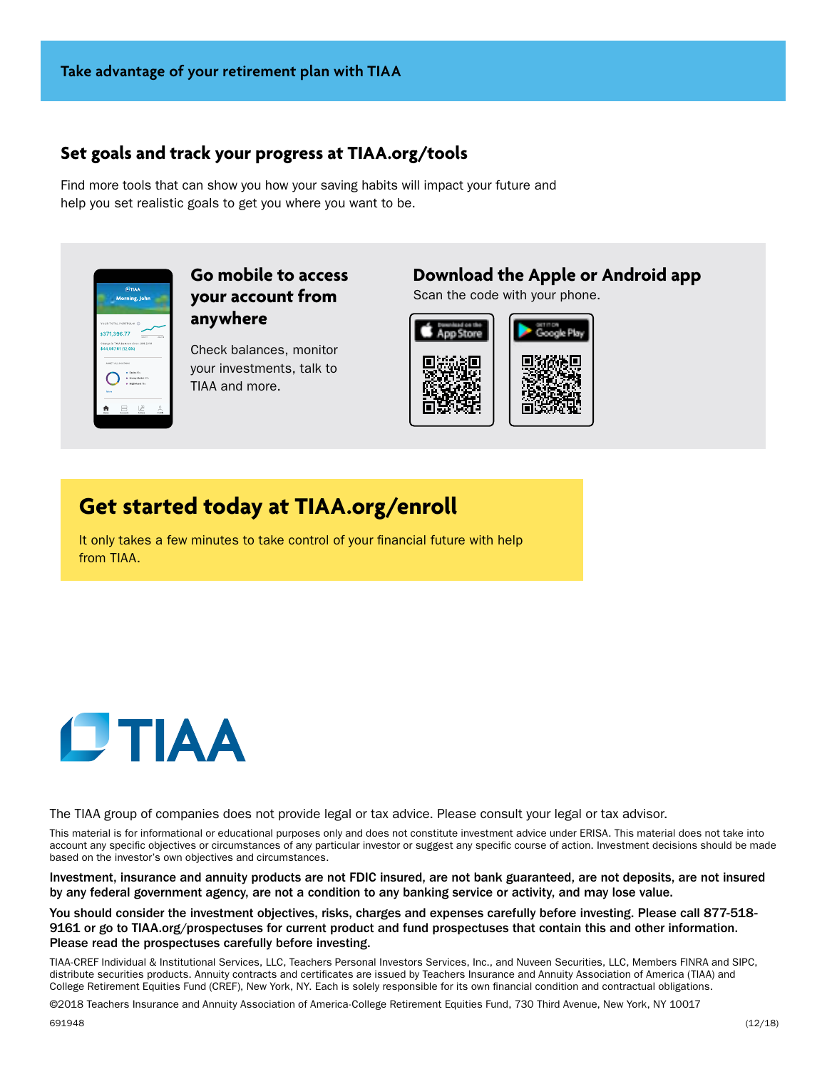## Take advantage of your retirement plan with TIAA

### Set goals and track your progress at TIAA.org/tools

Find more tools that can show you how your saving habits will impact your future and help you set realistic goals to get you where you want to be.

### Go mobile to access your account from anywhere

Check balances, monitor your investments, talk to TIAA and more.

### Download the Apple or Android app

Scan the code with your phone.

## Get started today at TIAA.org/enroll

It only takes a few minutes to take control of your financial future with help from TIAA.

TIAA

The TIAA group of companies does not provide legal or tax advice. Please consult your legal or tax advisor.

This material is for informational or educational purposes only and does not constitute investment advice under ERISA. This material does not take into account any specific objectives or circumstances of any particular investor or suggest any specific course of action. Investment decisions should be made based on the investor's own objectives and circumstances.

**Investment, insurance and annuity products are not FDIC insured, are not bank guaranteed, are not deposits, are not insured by any federal government agency, are not a condition to any banking service or activity, and may lose value.**

**You should consider the investment objectives, risks, charges and expenses carefully before investing. Please call 877-518-9161 or go to TIAA.org/prospectuses for current product and fund prospectuses that contain this and other information. Please read the prospectuses carefully before investing.**

TIAA-CREF Individual & Institutional Services, LLC, Teachers Personal Investors Services, Inc., and Nuveen Securities, LLC, Members FINRA and SIPC, distribute securities products. Annuity contracts and certificates are issued by Teachers Insurance and Annuity Association of America (TIAA) and College Retirement Equities Fund (CREF), New York, NY. Each is solely responsible for its own financial condition and contractual obligations.

©2018 Teachers Insurance and Annuity Association of America-College Retirement Equities Fund, 730 Third Avenue, New York, NY 10017

691948 (12/18)